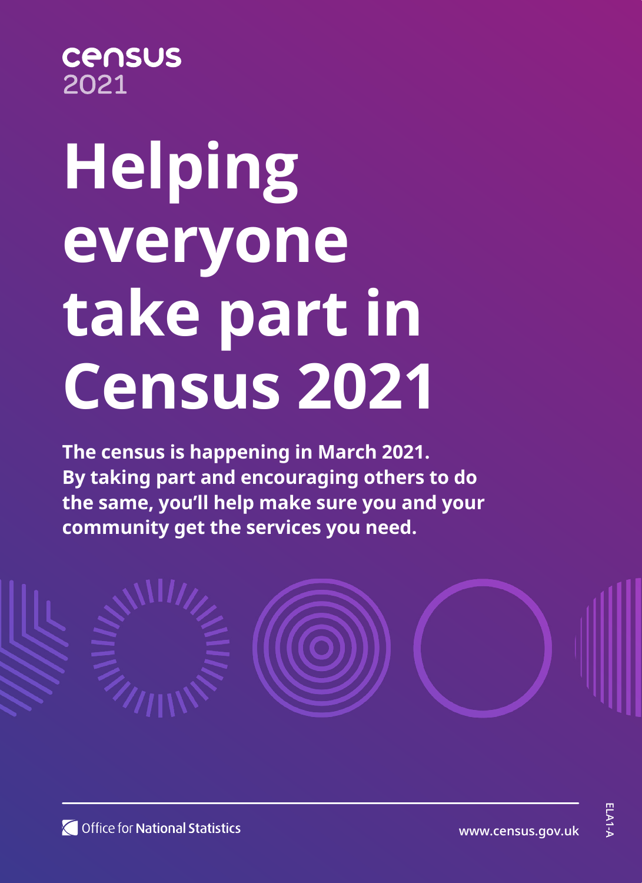census
2021

# Helping everyone take part in Census 2021

**The census is happening in March 2021. By taking part and encouraging others to do the same, you'll help make sure you and your community get the services you need.**

Office for National Statistics

www.census.gov.uk

ELA1-A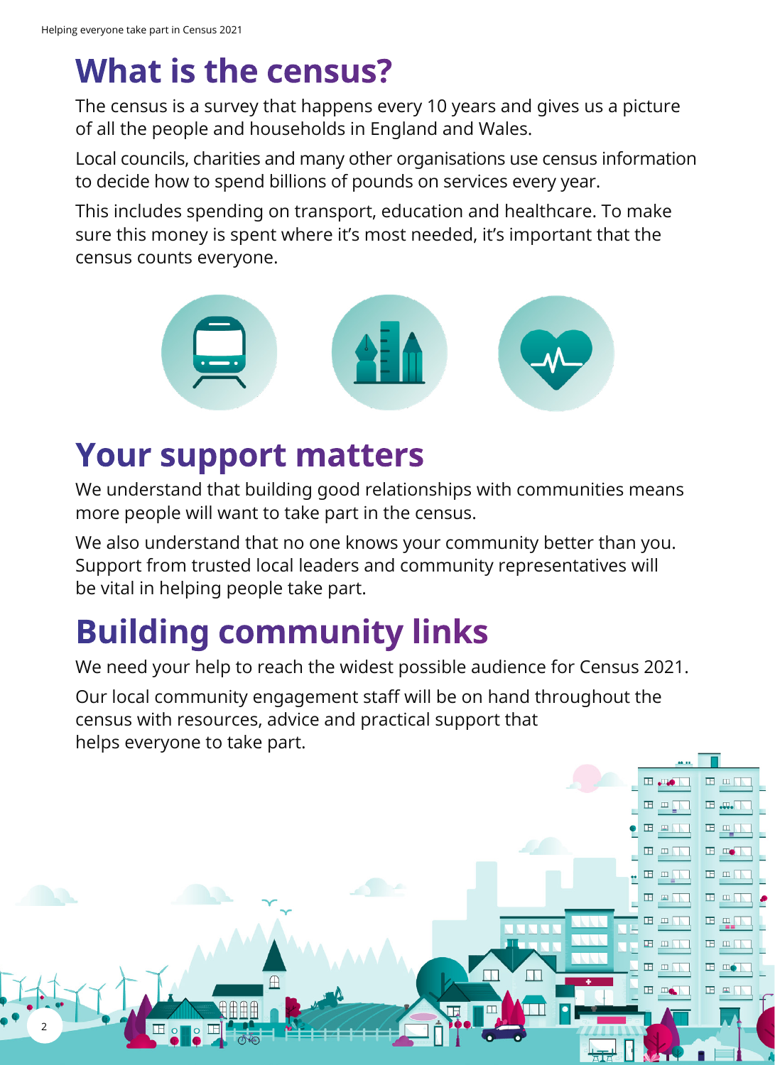# What is the census?

The census is a survey that happens every 10 years and gives us a picture of all the people and households in England and Wales.

Local councils, charities and many other organisations use census information to decide how to spend billions of pounds on services every year.

This includes spending on transport, education and healthcare. To make sure this money is spent where it's most needed, it's important that the census counts everyone.

# Your support matters

We understand that building good relationships with communities means more people will want to take part in the census.

We also understand that no one knows your community better than you. Support from trusted local leaders and community representatives will be vital in helping people take part.

# Building community links

We need your help to reach the widest possible audience for Census 2021.

Our local community engagement staff will be on hand throughout the census with resources, advice and practical support that helps everyone to take part.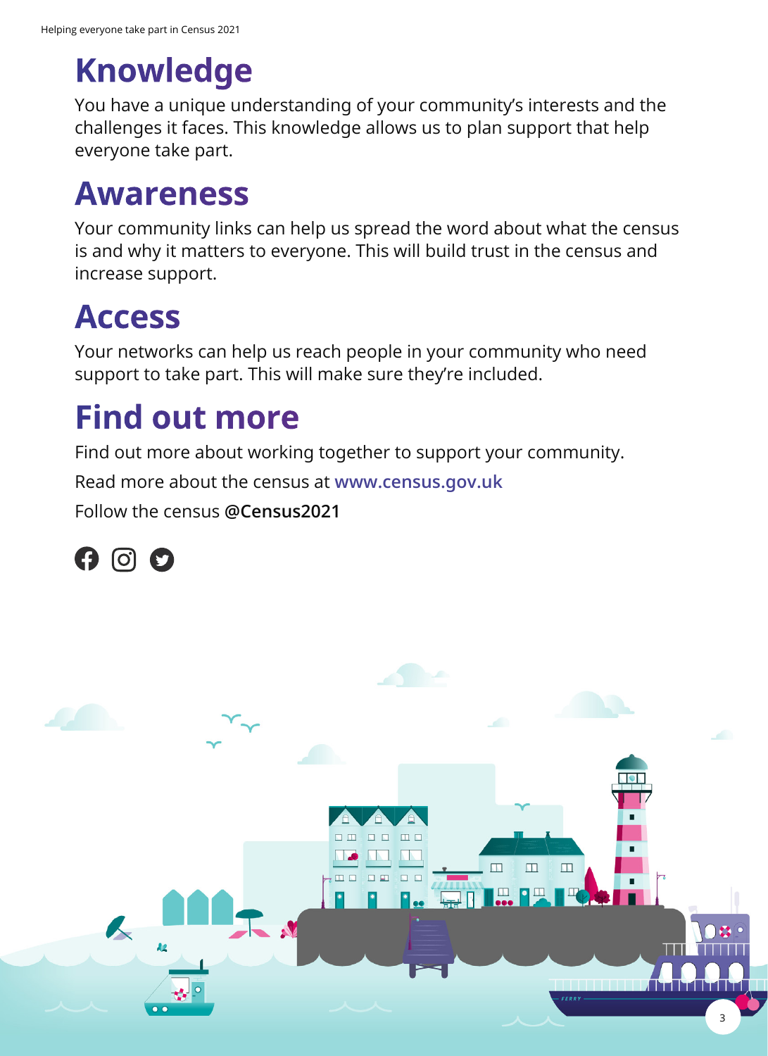# Knowledge

You have a unique understanding of your community's interests and the challenges it faces. This knowledge allows us to plan support that help everyone take part.

# Awareness

Your community links can help us spread the word about what the census is and why it matters to everyone. This will build trust in the census and increase support.

# Access

Your networks can help us reach people in your community who need support to take part. This will make sure they're included.

# Find out more

Find out more about working together to support your community.

Read more about the census at **www.census.gov.uk**

Follow the census **@Census2021**